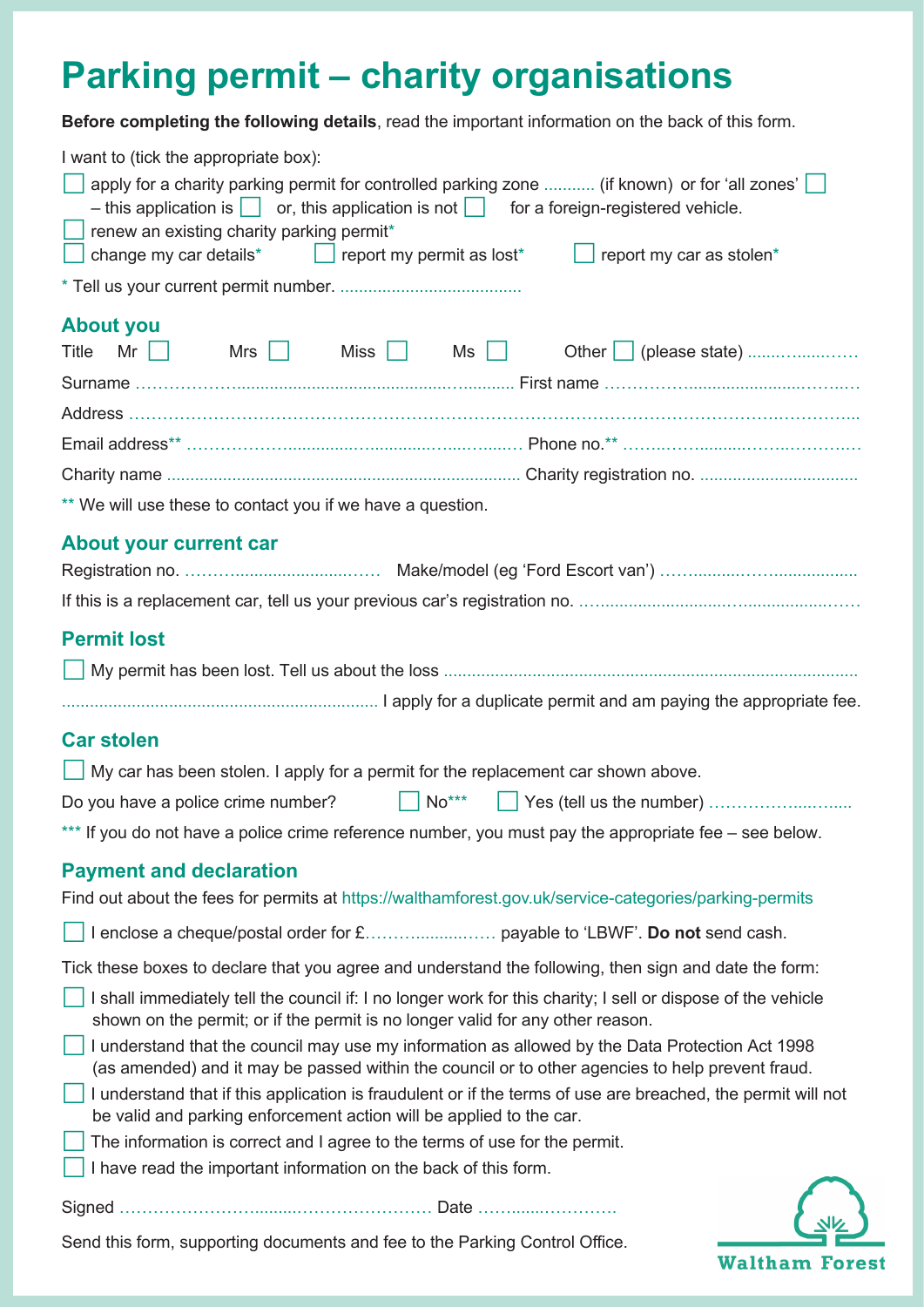# Parking permit – charity organisations

**Before completing the following details**, read the important information on the back of this form.

I want to (tick the appropriate box):

- ☐ apply for a charity parking permit for controlled parking zone .......... (if known) or for 'all zones' ☐
  – this application is ☐ or, this application is not ☐ for a foreign-registered vehicle.
- ☐ renew an existing charity parking permit*
- ☐ change my car details* ☐ report my permit as lost* ☐ report my car as stolen*

\* Tell us your current permit number. ......................................

## About you

Title Mr ☐ Mrs ☐ Miss ☐ Ms ☐ Other ☐ (please state) ..................

Surname ........................................................................ First name ........................................

Address ..........................................................................................................................

Email address** .................................................... Phone no.** ........................................

Charity name ........................................................................ Charity registration no. ..............................

** We will use these to contact you if we have a question.

## About your current car

Registration no. ................................. Make/model (eg 'Ford Escort van') ....................................

If this is a replacement car, tell us your previous car's registration no. ..................................................

## Permit lost

☐ My permit has been lost. Tell us about the loss ..........................................................................

.................................................................. I apply for a duplicate permit and am paying the appropriate fee.

## Car stolen

☐ My car has been stolen. I apply for a permit for the replacement car shown above.

Do you have a police crime number? ☐ No*** ☐ Yes (tell us the number) ........................

*** If you do not have a police crime reference number, you must pay the appropriate fee – see below.

## Payment and declaration

Find out about the fees for permits at https://walthamforest.gov.uk/service-categories/parking-permits

☐ I enclose a cheque/postal order for £.......................... payable to 'LBWF'. **Do not** send cash.

Tick these boxes to declare that you agree and understand the following, then sign and date the form:

- ☐ I shall immediately tell the council if: I no longer work for this charity; I sell or dispose of the vehicle shown on the permit; or if the permit is no longer valid for any other reason.
- ☐ I understand that the council may use my information as allowed by the Data Protection Act 1998 (as amended) and it may be passed within the council or to other agencies to help prevent fraud.
- ☐ I understand that if this application is fraudulent or if the terms of use are breached, the permit will not be valid and parking enforcement action will be applied to the car.
- ☐ The information is correct and I agree to the terms of use for the permit.
- ☐ I have read the important information on the back of this form.

Signed ................................................................ Date ..............................

Send this form, supporting documents and fee to the Parking Control Office.

Waltham Forest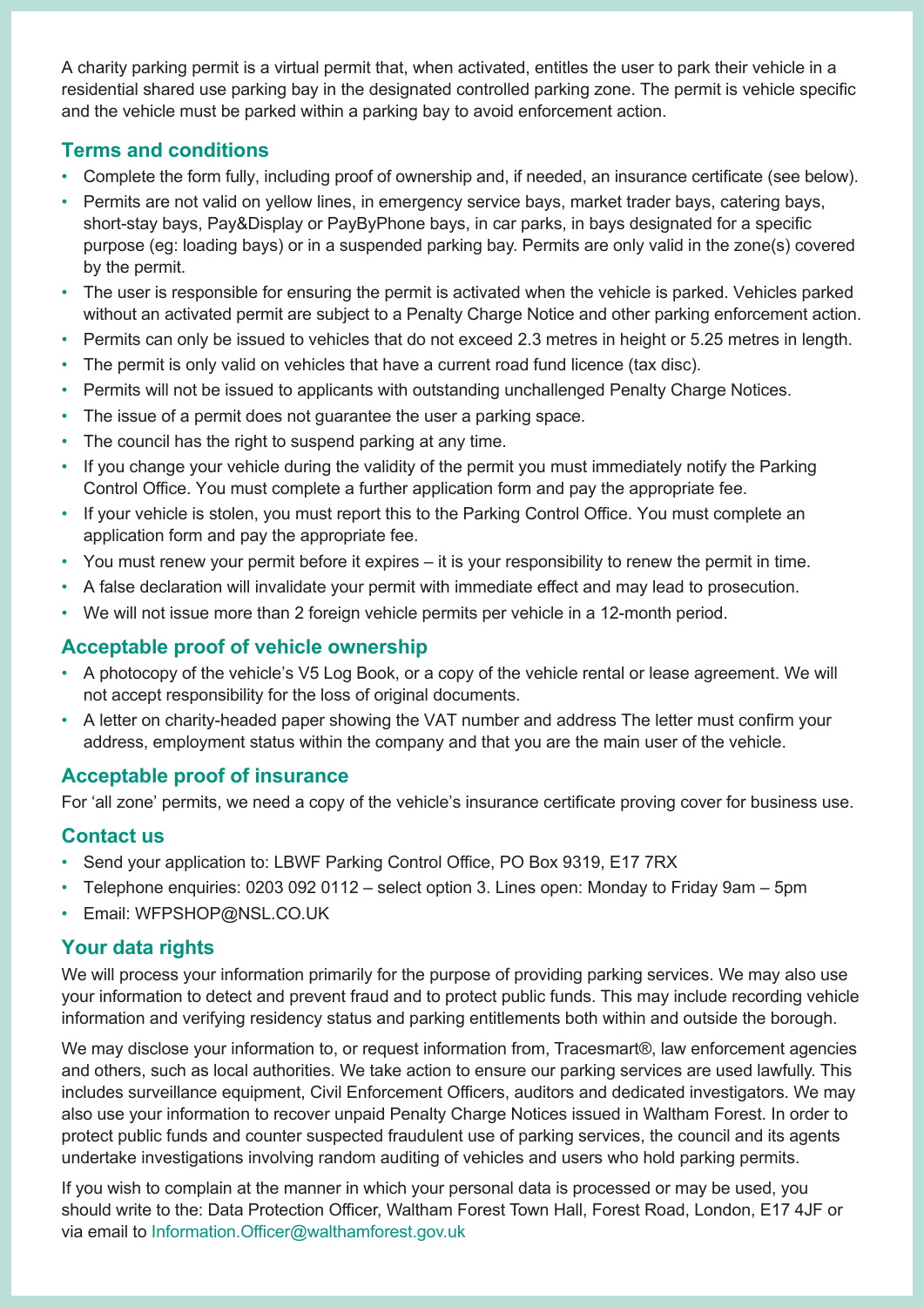A charity parking permit is a virtual permit that, when activated, entitles the user to park their vehicle in a residential shared use parking bay in the designated controlled parking zone. The permit is vehicle specific and the vehicle must be parked within a parking bay to avoid enforcement action.

## Terms and conditions

- Complete the form fully, including proof of ownership and, if needed, an insurance certificate (see below).
- Permits are not valid on yellow lines, in emergency service bays, market trader bays, catering bays, short-stay bays, Pay&Display or PayByPhone bays, in car parks, in bays designated for a specific purpose (eg: loading bays) or in a suspended parking bay. Permits are only valid in the zone(s) covered by the permit.
- The user is responsible for ensuring the permit is activated when the vehicle is parked. Vehicles parked without an activated permit are subject to a Penalty Charge Notice and other parking enforcement action.
- Permits can only be issued to vehicles that do not exceed 2.3 metres in height or 5.25 metres in length.
- The permit is only valid on vehicles that have a current road fund licence (tax disc).
- Permits will not be issued to applicants with outstanding unchallenged Penalty Charge Notices.
- The issue of a permit does not guarantee the user a parking space.
- The council has the right to suspend parking at any time.
- If you change your vehicle during the validity of the permit you must immediately notify the Parking Control Office. You must complete a further application form and pay the appropriate fee.
- If your vehicle is stolen, you must report this to the Parking Control Office. You must complete an application form and pay the appropriate fee.
- You must renew your permit before it expires – it is your responsibility to renew the permit in time.
- A false declaration will invalidate your permit with immediate effect and may lead to prosecution.
- We will not issue more than 2 foreign vehicle permits per vehicle in a 12-month period.

## Acceptable proof of vehicle ownership

- A photocopy of the vehicle's V5 Log Book, or a copy of the vehicle rental or lease agreement. We will not accept responsibility for the loss of original documents.
- A letter on charity-headed paper showing the VAT number and address The letter must confirm your address, employment status within the company and that you are the main user of the vehicle.

## Acceptable proof of insurance

For 'all zone' permits, we need a copy of the vehicle's insurance certificate proving cover for business use.

## Contact us

- Send your application to: LBWF Parking Control Office, PO Box 9319, E17 7RX
- Telephone enquiries: 0203 092 0112 – select option 3. Lines open: Monday to Friday 9am – 5pm
- Email: WFPSHOP@NSL.CO.UK

## Your data rights

We will process your information primarily for the purpose of providing parking services. We may also use your information to detect and prevent fraud and to protect public funds. This may include recording vehicle information and verifying residency status and parking entitlements both within and outside the borough.

We may disclose your information to, or request information from, Tracesmart®, law enforcement agencies and others, such as local authorities. We take action to ensure our parking services are used lawfully. This includes surveillance equipment, Civil Enforcement Officers, auditors and dedicated investigators. We may also use your information to recover unpaid Penalty Charge Notices issued in Waltham Forest. In order to protect public funds and counter suspected fraudulent use of parking services, the council and its agents undertake investigations involving random auditing of vehicles and users who hold parking permits.

If you wish to complain at the manner in which your personal data is processed or may be used, you should write to the: Data Protection Officer, Waltham Forest Town Hall, Forest Road, London, E17 4JF or via email to Information.Officer@walthamforest.gov.uk